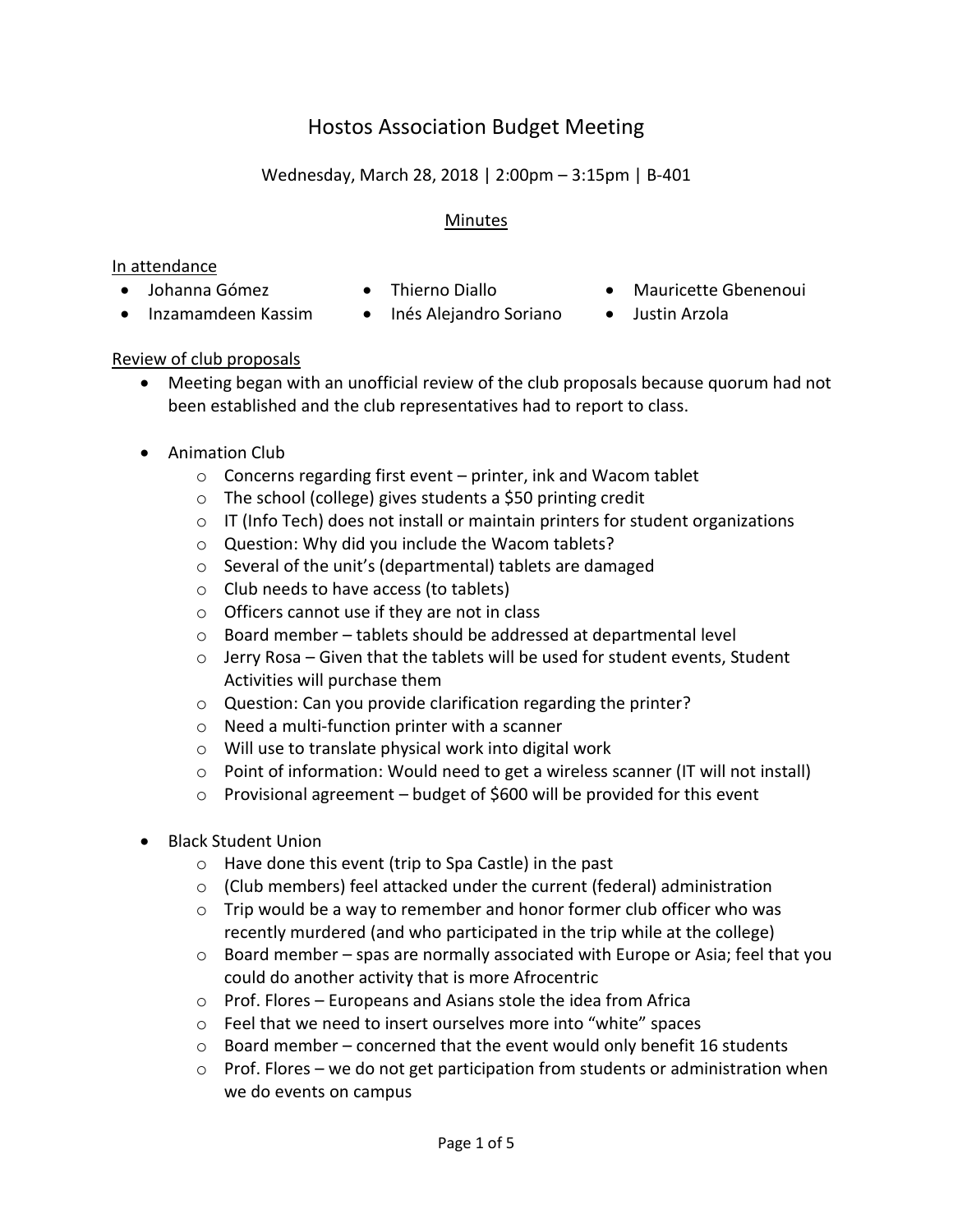# Hostos Association Budget Meeting

Wednesday, March 28, 2018 | 2:00pm – 3:15pm | B-401

## Minutes

In attendance

- Johanna Gómez
- Thierno Diallo
- Mauricette Gbenenoui
- Inzamamdeen Kassim
- Inés Alejandro Soriano
- Justin Arzola

Review of club proposals

- Meeting began with an unofficial review of the club proposals because quorum had not been established and the club representatives had to report to class.

- Animation Club
  - Concerns regarding first event – printer, ink and Wacom tablet
  - The school (college) gives students a $50 printing credit
  - IT (Info Tech) does not install or maintain printers for student organizations
  - Question: Why did you include the Wacom tablets?
  - Several of the unit's (departmental) tablets are damaged
  - Club needs to have access (to tablets)
  - Officers cannot use if they are not in class
  - Board member – tablets should be addressed at departmental level
  - Jerry Rosa – Given that the tablets will be used for student events, Student Activities will purchase them
  - Question: Can you provide clarification regarding the printer?
  - Need a multi-function printer with a scanner
  - Will use to translate physical work into digital work
  - Point of information: Would need to get a wireless scanner (IT will not install)
  - Provisional agreement – budget of $600 will be provided for this event

- Black Student Union
  - Have done this event (trip to Spa Castle) in the past
  - (Club members) feel attacked under the current (federal) administration
  - Trip would be a way to remember and honor former club officer who was recently murdered (and who participated in the trip while at the college)
  - Board member – spas are normally associated with Europe or Asia; feel that you could do another activity that is more Afrocentric
  - Prof. Flores – Europeans and Asians stole the idea from Africa
  - Feel that we need to insert ourselves more into "white" spaces
  - Board member – concerned that the event would only benefit 16 students
  - Prof. Flores – we do not get participation from students or administration when we do events on campus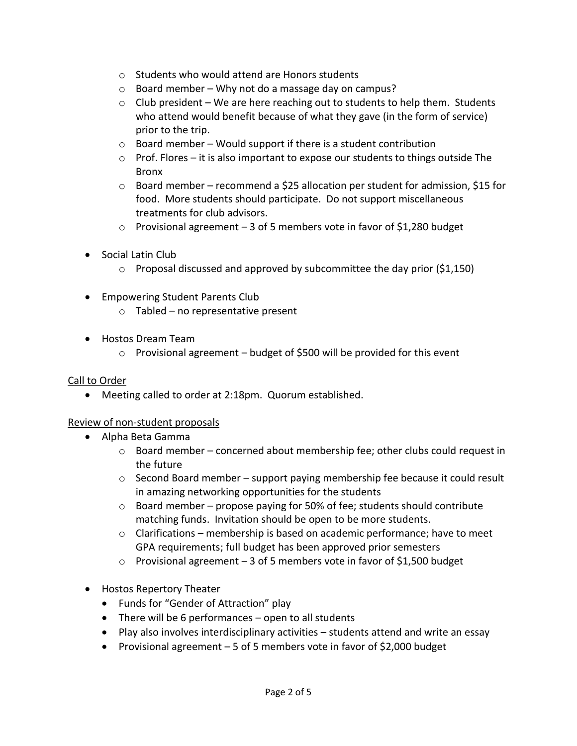- Students who would attend are Honors students
  - Board member – Why not do a massage day on campus?
  - Club president – We are here reaching out to students to help them. Students who attend would benefit because of what they gave (in the form of service) prior to the trip.
  - Board member – Would support if there is a student contribution
  - Prof. Flores – it is also important to expose our students to things outside The Bronx
  - Board member – recommend a $25 allocation per student for admission, $15 for food. More students should participate. Do not support miscellaneous treatments for club advisors.
  - Provisional agreement – 3 of 5 members vote in favor of $1,280 budget

- Social Latin Club
  - Proposal discussed and approved by subcommittee the day prior ($1,150)

- Empowering Student Parents Club
  - Tabled – no representative present

- Hostos Dream Team
  - Provisional agreement – budget of $500 will be provided for this event

<u>Call to Order</u>

- Meeting called to order at 2:18pm. Quorum established.

<u>Review of non-student proposals</u>

- Alpha Beta Gamma
  - Board member – concerned about membership fee; other clubs could request in the future
  - Second Board member – support paying membership fee because it could result in amazing networking opportunities for the students
  - Board member – propose paying for 50% of fee; students should contribute matching funds. Invitation should be open to be more students.
  - Clarifications – membership is based on academic performance; have to meet GPA requirements; full budget has been approved prior semesters
  - Provisional agreement – 3 of 5 members vote in favor of $1,500 budget

- Hostos Repertory Theater
  - Funds for "Gender of Attraction" play
  - There will be 6 performances – open to all students
  - Play also involves interdisciplinary activities – students attend and write an essay
  - Provisional agreement – 5 of 5 members vote in favor of $2,000 budget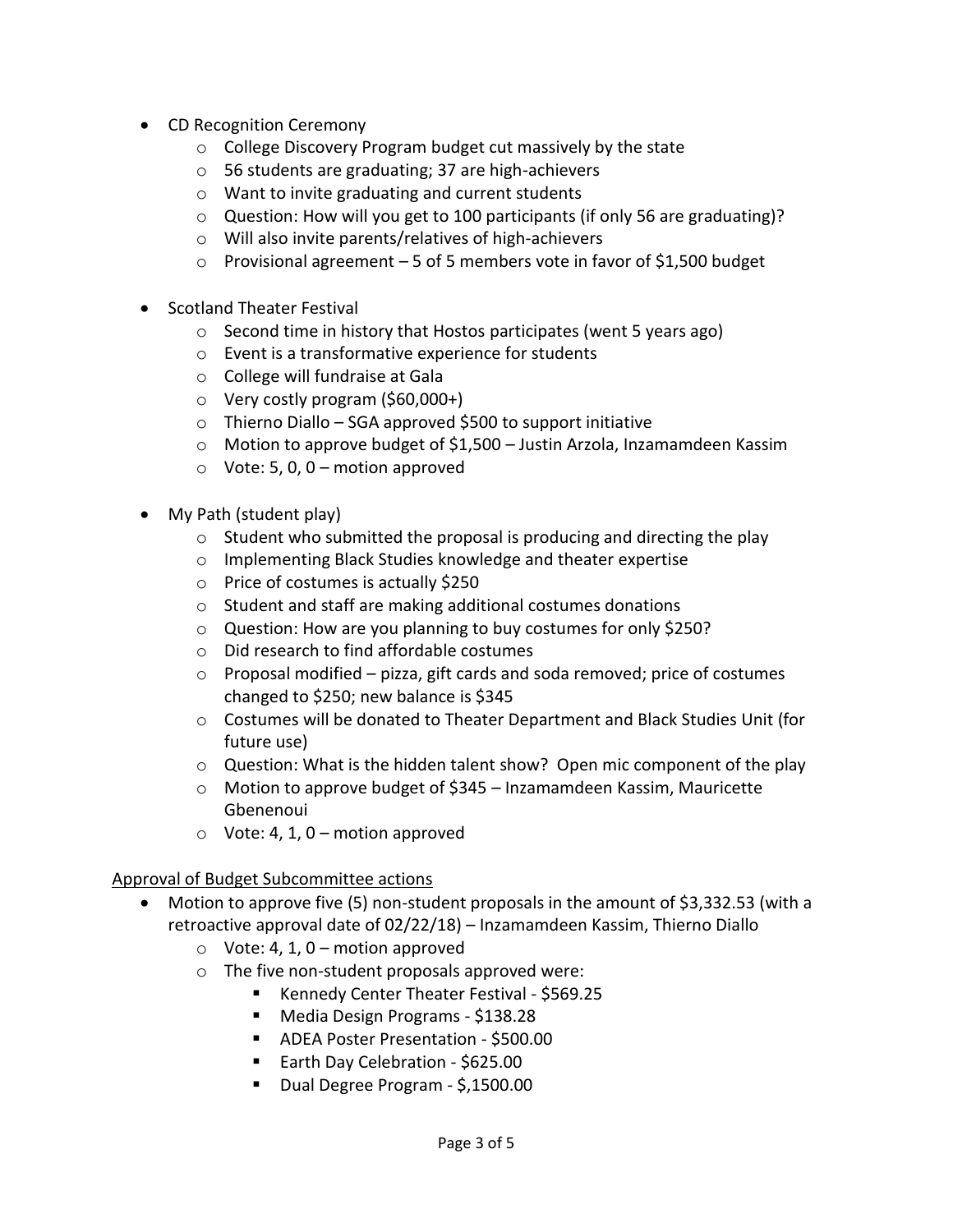- CD Recognition Ceremony
  - College Discovery Program budget cut massively by the state
  - 56 students are graduating; 37 are high-achievers
  - Want to invite graduating and current students
  - Question: How will you get to 100 participants (if only 56 are graduating)?
  - Will also invite parents/relatives of high-achievers
  - Provisional agreement – 5 of 5 members vote in favor of $1,500 budget

- Scotland Theater Festival
  - Second time in history that Hostos participates (went 5 years ago)
  - Event is a transformative experience for students
  - College will fundraise at Gala
  - Very costly program ($60,000+)
  - Thierno Diallo – SGA approved $500 to support initiative
  - Motion to approve budget of $1,500 – Justin Arzola, Inzamamdeen Kassim
  - Vote: 5, 0, 0 – motion approved

- My Path (student play)
  - Student who submitted the proposal is producing and directing the play
  - Implementing Black Studies knowledge and theater expertise
  - Price of costumes is actually $250
  - Student and staff are making additional costumes donations
  - Question: How are you planning to buy costumes for only $250?
  - Did research to find affordable costumes
  - Proposal modified – pizza, gift cards and soda removed; price of costumes changed to $250; new balance is $345
  - Costumes will be donated to Theater Department and Black Studies Unit (for future use)
  - Question: What is the hidden talent show? Open mic component of the play
  - Motion to approve budget of $345 – Inzamamdeen Kassim, Mauricette Gbenenoui
  - Vote: 4, 1, 0 – motion approved

<u>Approval of Budget Subcommittee actions</u>

- Motion to approve five (5) non-student proposals in the amount of $3,332.53 (with a retroactive approval date of 02/22/18) – Inzamamdeen Kassim, Thierno Diallo
  - Vote: 4, 1, 0 – motion approved
  - The five non-student proposals approved were:
    - Kennedy Center Theater Festival - $569.25
    - Media Design Programs - $138.28
    - ADEA Poster Presentation - $500.00
    - Earth Day Celebration - $625.00
    - Dual Degree Program - $,1500.00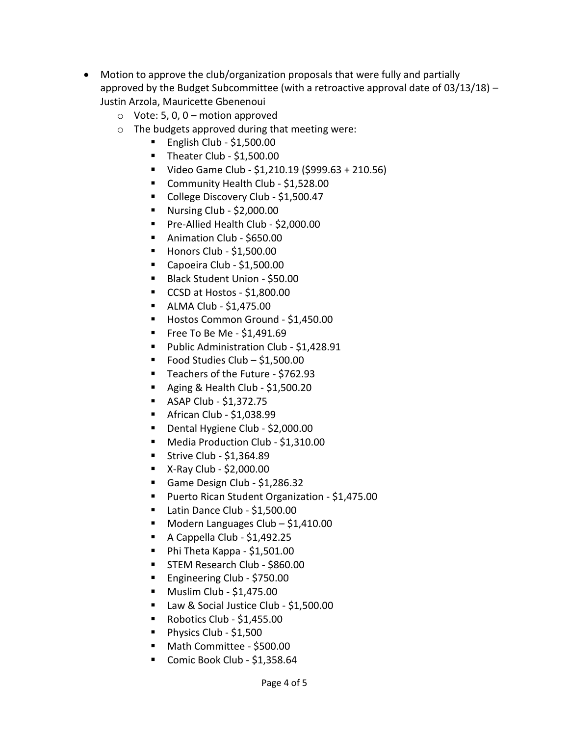- Motion to approve the club/organization proposals that were fully and partially approved by the Budget Subcommittee (with a retroactive approval date of 03/13/18) – Justin Arzola, Mauricette Gbenenoui
  - Vote: 5, 0, 0 – motion approved
  - The budgets approved during that meeting were:
    - English Club - $1,500.00
    - Theater Club - $1,500.00
    - Video Game Club - $1,210.19 ($999.63 + 210.56)
    - Community Health Club - $1,528.00
    - College Discovery Club - $1,500.47
    - Nursing Club - $2,000.00
    - Pre-Allied Health Club - $2,000.00
    - Animation Club - $650.00
    - Honors Club - $1,500.00
    - Capoeira Club - $1,500.00
    - Black Student Union - $50.00
    - CCSD at Hostos - $1,800.00
    - ALMA Club - $1,475.00
    - Hostos Common Ground - $1,450.00
    - Free To Be Me - $1,491.69
    - Public Administration Club - $1,428.91
    - Food Studies Club – $1,500.00
    - Teachers of the Future - $762.93
    - Aging & Health Club - $1,500.20
    - ASAP Club - $1,372.75
    - African Club - $1,038.99
    - Dental Hygiene Club - $2,000.00
    - Media Production Club - $1,310.00
    - Strive Club - $1,364.89
    - X-Ray Club - $2,000.00
    - Game Design Club - $1,286.32
    - Puerto Rican Student Organization - $1,475.00
    - Latin Dance Club - $1,500.00
    - Modern Languages Club – $1,410.00
    - A Cappella Club - $1,492.25
    - Phi Theta Kappa - $1,501.00
    - STEM Research Club - $860.00
    - Engineering Club - $750.00
    - Muslim Club - $1,475.00
    - Law & Social Justice Club - $1,500.00
    - Robotics Club - $1,455.00
    - Physics Club - $1,500
    - Math Committee - $500.00
    - Comic Book Club - $1,358.64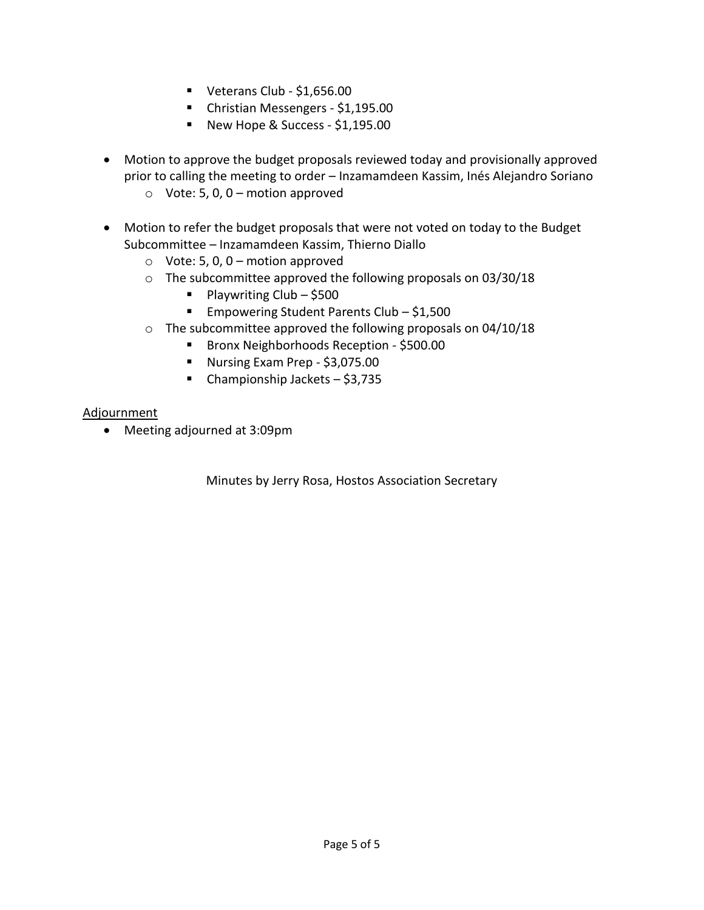- Veterans Club - $1,656.00
        - Christian Messengers - $1,195.00
        - New Hope & Success - $1,195.00

- Motion to approve the budget proposals reviewed today and provisionally approved prior to calling the meeting to order – Inzamamdeen Kassim, Inés Alejandro Soriano
    - Vote: 5, 0, 0 – motion approved

- Motion to refer the budget proposals that were not voted on today to the Budget Subcommittee – Inzamamdeen Kassim, Thierno Diallo
    - Vote: 5, 0, 0 – motion approved
    - The subcommittee approved the following proposals on 03/30/18
        - Playwriting Club – $500
        - Empowering Student Parents Club – $1,500
    - The subcommittee approved the following proposals on 04/10/18
        - Bronx Neighborhoods Reception - $500.00
        - Nursing Exam Prep - $3,075.00
        - Championship Jackets – $3,735

<u>Adjournment</u>

- Meeting adjourned at 3:09pm

Minutes by Jerry Rosa, Hostos Association Secretary